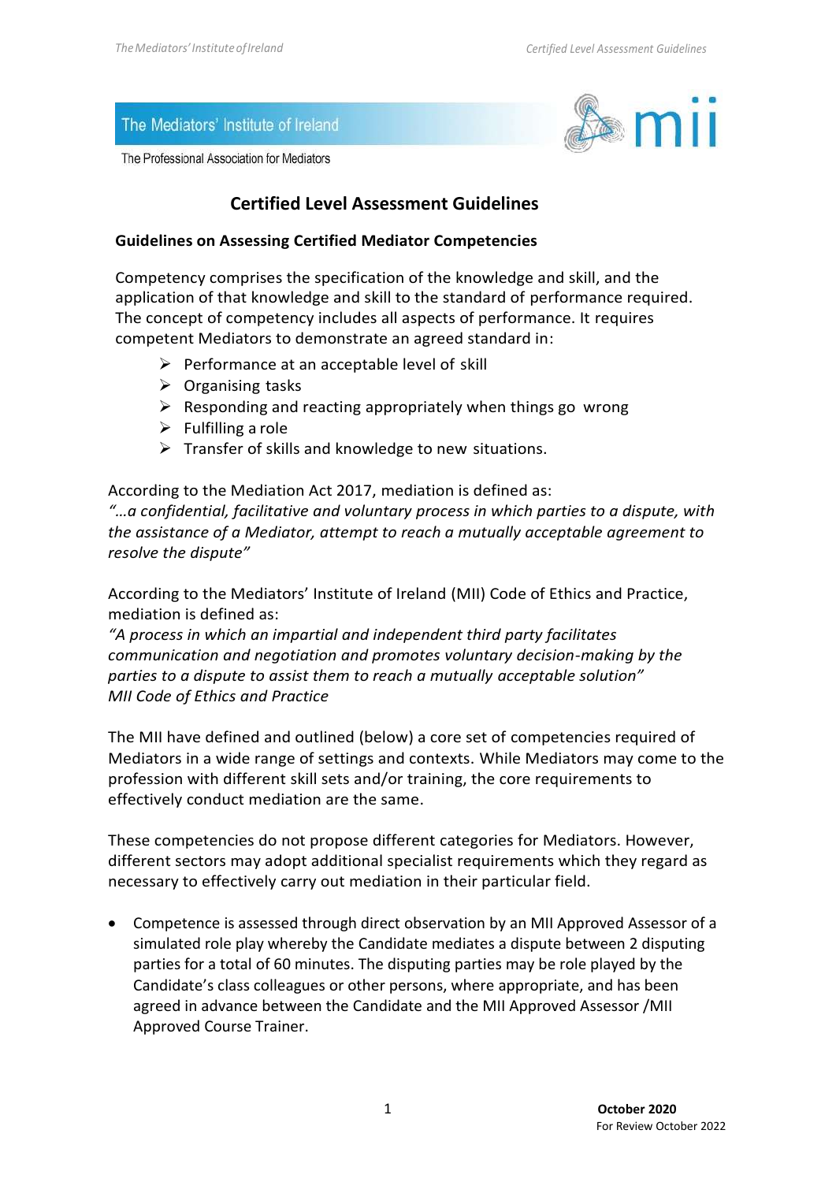The Mediators' Institute of Ireland

The Professional Association for Mediators

# Certified Level Assessment Guidelines

## Guidelines on Assessing Certified Mediator Competencies

Competency comprises the specification of the knowledge and skill, and the application of that knowledge and skill to the standard of performance required. The concept of competency includes all aspects of performance. It requires competent Mediators to demonstrate an agreed standard in:

- Performance at an acceptable level of skill
- Organising tasks
- Responding and reacting appropriately when things go wrong
- Fulfilling a role
- Transfer of skills and knowledge to new situations.

According to the Mediation Act 2017, mediation is defined as:
*"…a confidential, facilitative and voluntary process in which parties to a dispute, with the assistance of a Mediator, attempt to reach a mutually acceptable agreement to resolve the dispute"*

According to the Mediators' Institute of Ireland (MII) Code of Ethics and Practice, mediation is defined as:
*"A process in which an impartial and independent third party facilitates communication and negotiation and promotes voluntary decision-making by the parties to a dispute to assist them to reach a mutually acceptable solution"*
*MII Code of Ethics and Practice*

The MII have defined and outlined (below) a core set of competencies required of Mediators in a wide range of settings and contexts. While Mediators may come to the profession with different skill sets and/or training, the core requirements to effectively conduct mediation are the same.

These competencies do not propose different categories for Mediators. However, different sectors may adopt additional specialist requirements which they regard as necessary to effectively carry out mediation in their particular field.

- Competence is assessed through direct observation by an MII Approved Assessor of a simulated role play whereby the Candidate mediates a dispute between 2 disputing parties for a total of 60 minutes. The disputing parties may be role played by the Candidate's class colleagues or other persons, where appropriate, and has been agreed in advance between the Candidate and the MII Approved Assessor /MII Approved Course Trainer.

**October 2020**
For Review October 2022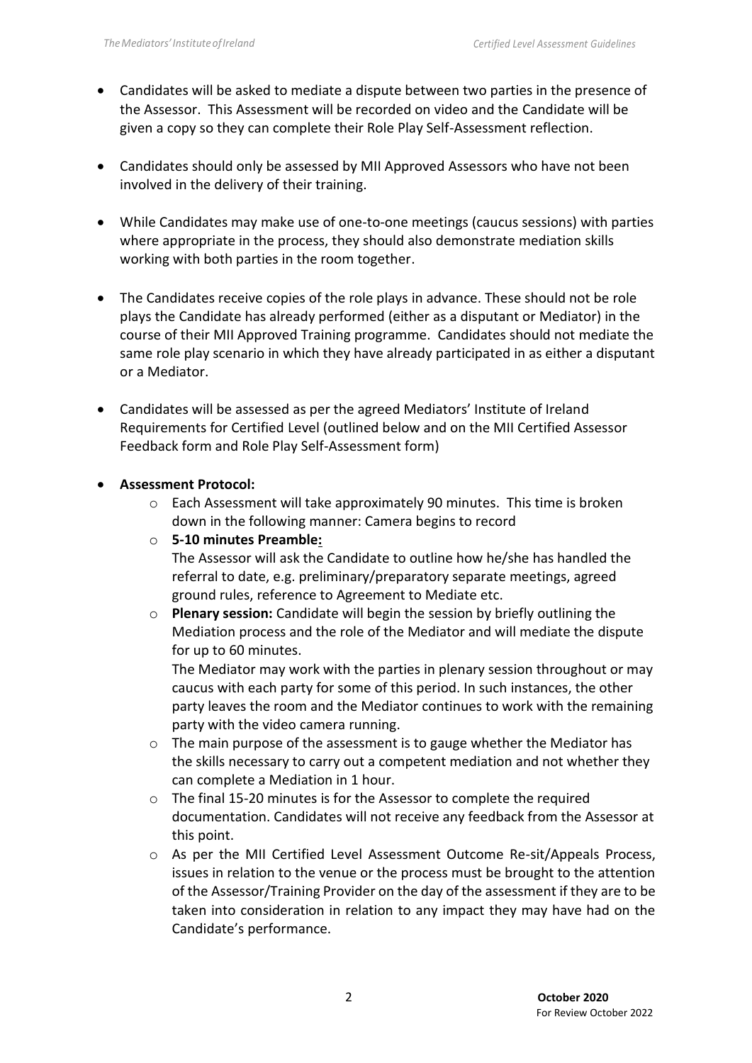- Candidates will be asked to mediate a dispute between two parties in the presence of the Assessor. This Assessment will be recorded on video and the Candidate will be given a copy so they can complete their Role Play Self-Assessment reflection.

- Candidates should only be assessed by MII Approved Assessors who have not been involved in the delivery of their training.

- While Candidates may make use of one-to-one meetings (caucus sessions) with parties where appropriate in the process, they should also demonstrate mediation skills working with both parties in the room together.

- The Candidates receive copies of the role plays in advance. These should not be role plays the Candidate has already performed (either as a disputant or Mediator) in the course of their MII Approved Training programme. Candidates should not mediate the same role play scenario in which they have already participated in as either a disputant or a Mediator.

- Candidates will be assessed as per the agreed Mediators' Institute of Ireland Requirements for Certified Level (outlined below and on the MII Certified Assessor Feedback form and Role Play Self-Assessment form)

- **Assessment Protocol:**
    - Each Assessment will take approximately 90 minutes. This time is broken down in the following manner: Camera begins to record
    - **5-10 minutes Preamble:**
      The Assessor will ask the Candidate to outline how he/she has handled the referral to date, e.g. preliminary/preparatory separate meetings, agreed ground rules, reference to Agreement to Mediate etc.
    - **Plenary session:** Candidate will begin the session by briefly outlining the Mediation process and the role of the Mediator and will mediate the dispute for up to 60 minutes.
      The Mediator may work with the parties in plenary session throughout or may caucus with each party for some of this period. In such instances, the other party leaves the room and the Mediator continues to work with the remaining party with the video camera running.
    - The main purpose of the assessment is to gauge whether the Mediator has the skills necessary to carry out a competent mediation and not whether they can complete a Mediation in 1 hour.
    - The final 15-20 minutes is for the Assessor to complete the required documentation. Candidates will not receive any feedback from the Assessor at this point.
    - As per the MII Certified Level Assessment Outcome Re-sit/Appeals Process, issues in relation to the venue or the process must be brought to the attention of the Assessor/Training Provider on the day of the assessment if they are to be taken into consideration in relation to any impact they may have had on the Candidate's performance.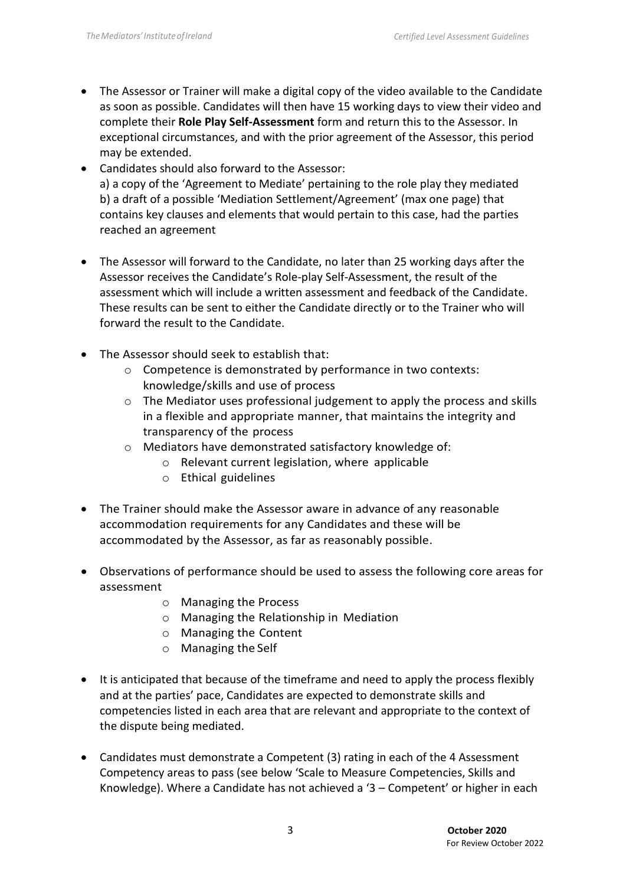- The Assessor or Trainer will make a digital copy of the video available to the Candidate as soon as possible. Candidates will then have 15 working days to view their video and complete their **Role Play Self-Assessment** form and return this to the Assessor. In exceptional circumstances, and with the prior agreement of the Assessor, this period may be extended.
- Candidates should also forward to the Assessor:
  a) a copy of the 'Agreement to Mediate' pertaining to the role play they mediated
  b) a draft of a possible 'Mediation Settlement/Agreement' (max one page) that contains key clauses and elements that would pertain to this case, had the parties reached an agreement

- The Assessor will forward to the Candidate, no later than 25 working days after the Assessor receives the Candidate's Role-play Self-Assessment, the result of the assessment which will include a written assessment and feedback of the Candidate. These results can be sent to either the Candidate directly or to the Trainer who will forward the result to the Candidate.

- The Assessor should seek to establish that:
  - Competence is demonstrated by performance in two contexts: knowledge/skills and use of process
  - The Mediator uses professional judgement to apply the process and skills in a flexible and appropriate manner, that maintains the integrity and transparency of the process
  - Mediators have demonstrated satisfactory knowledge of:
    - Relevant current legislation, where applicable
    - Ethical guidelines

- The Trainer should make the Assessor aware in advance of any reasonable accommodation requirements for any Candidates and these will be accommodated by the Assessor, as far as reasonably possible.

- Observations of performance should be used to assess the following core areas for assessment
  - Managing the Process
  - Managing the Relationship in Mediation
  - Managing the Content
  - Managing the Self

- It is anticipated that because of the timeframe and need to apply the process flexibly and at the parties' pace, Candidates are expected to demonstrate skills and competencies listed in each area that are relevant and appropriate to the context of the dispute being mediated.

- Candidates must demonstrate a Competent (3) rating in each of the 4 Assessment Competency areas to pass (see below 'Scale to Measure Competencies, Skills and Knowledge). Where a Candidate has not achieved a '3 – Competent' or higher in each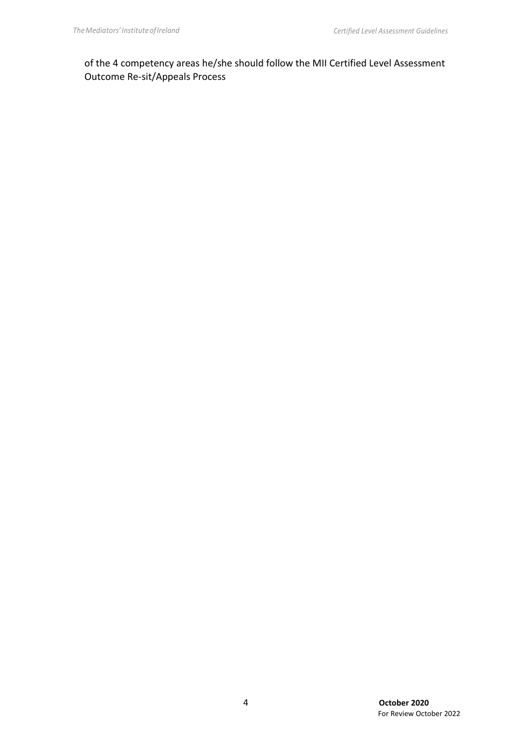of the 4 competency areas he/she should follow the MII Certified Level Assessment Outcome Re-sit/Appeals Process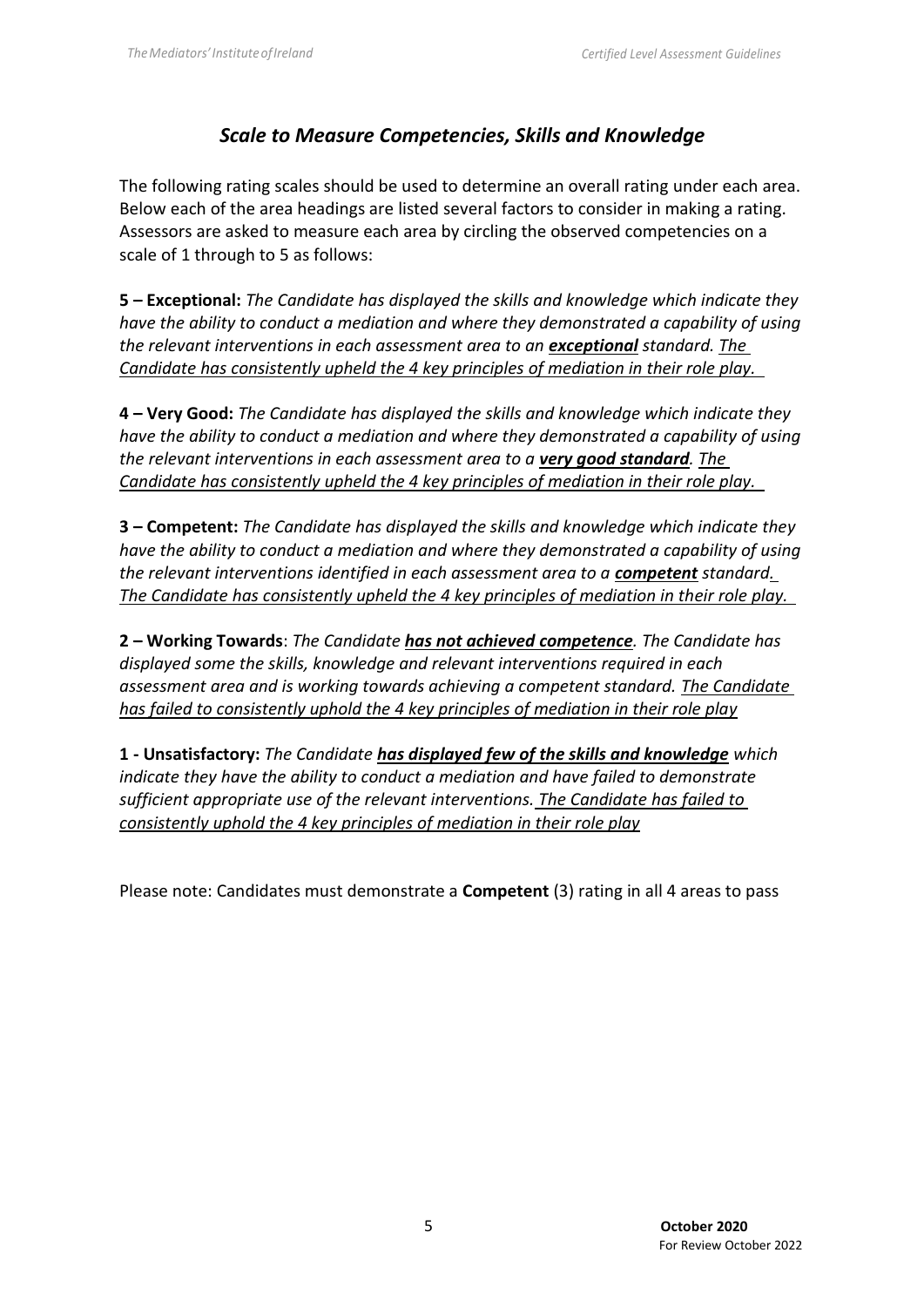## *Scale to Measure Competencies, Skills and Knowledge*

The following rating scales should be used to determine an overall rating under each area. Below each of the area headings are listed several factors to consider in making a rating. Assessors are asked to measure each area by circling the observed competencies on a scale of 1 through to 5 as follows:

**5 – Exceptional:** *The Candidate has displayed the skills and knowledge which indicate they have the ability to conduct a mediation and where they demonstrated a capability of using the relevant interventions in each assessment area to an* ***exceptional*** *standard. The Candidate has consistently upheld the 4 key principles of mediation in their role play.*

**4 – Very Good:** *The Candidate has displayed the skills and knowledge which indicate they have the ability to conduct a mediation and where they demonstrated a capability of using the relevant interventions in each assessment area to a* ***very good standard****. The Candidate has consistently upheld the 4 key principles of mediation in their role play.*

**3 – Competent:** *The Candidate has displayed the skills and knowledge which indicate they have the ability to conduct a mediation and where they demonstrated a capability of using the relevant interventions identified in each assessment area to a* ***competent*** *standard. The Candidate has consistently upheld the 4 key principles of mediation in their role play.*

**2 – Working Towards**: *The Candidate* ***has not achieved competence****. The Candidate has displayed some the skills, knowledge and relevant interventions required in each assessment area and is working towards achieving a competent standard. The Candidate has failed to consistently uphold the 4 key principles of mediation in their role play*

**1 - Unsatisfactory:** *The Candidate* ***has displayed few of the skills and knowledge*** *which indicate they have the ability to conduct a mediation and have failed to demonstrate sufficient appropriate use of the relevant interventions. The Candidate has failed to consistently uphold the 4 key principles of mediation in their role play*

Please note: Candidates must demonstrate a **Competent** (3) rating in all 4 areas to pass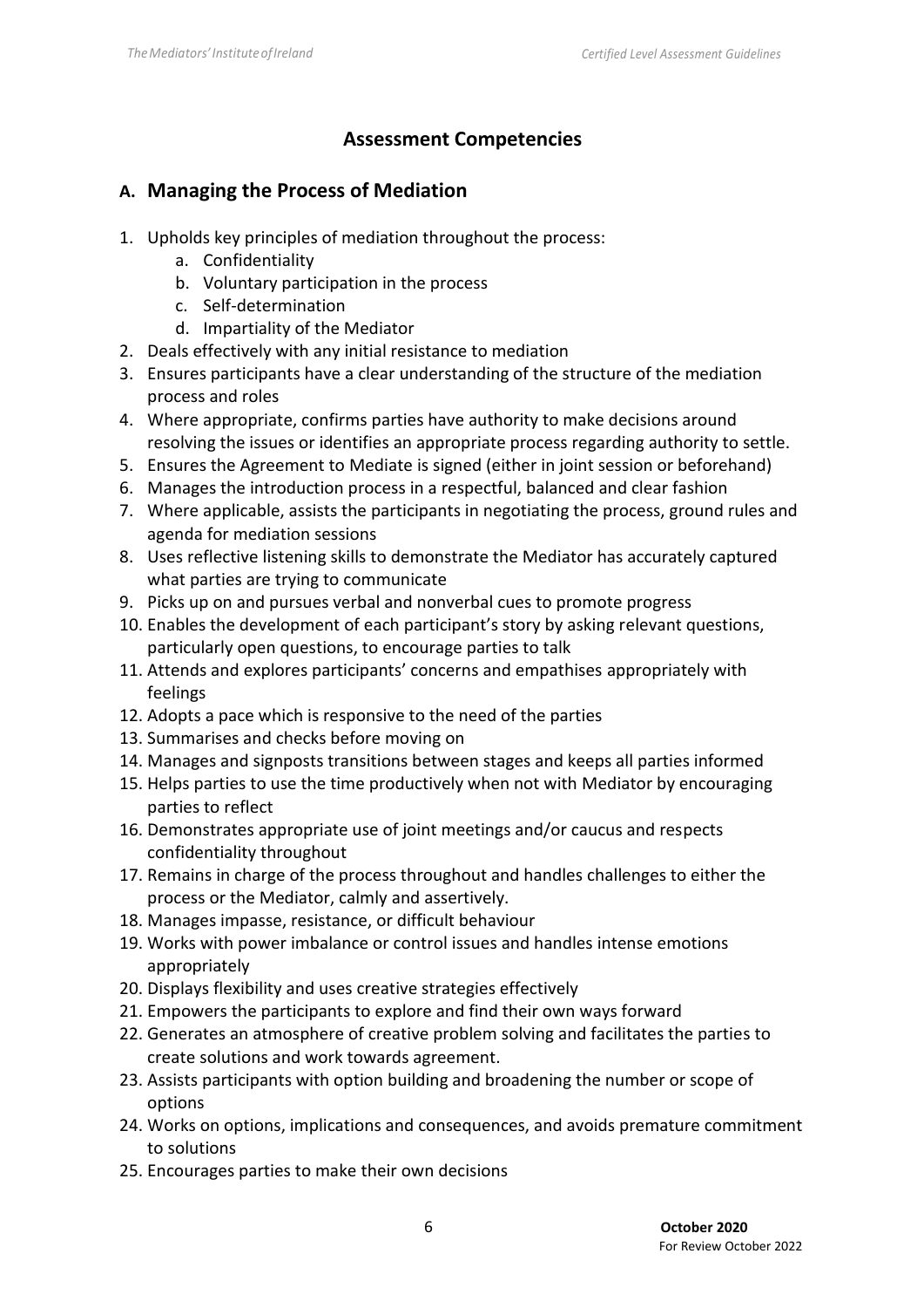# Assessment Competencies

## A. Managing the Process of Mediation

1. Upholds key principles of mediation throughout the process:
   a. Confidentiality
   b. Voluntary participation in the process
   c. Self-determination
   d. Impartiality of the Mediator
2. Deals effectively with any initial resistance to mediation
3. Ensures participants have a clear understanding of the structure of the mediation process and roles
4. Where appropriate, confirms parties have authority to make decisions around resolving the issues or identifies an appropriate process regarding authority to settle.
5. Ensures the Agreement to Mediate is signed (either in joint session or beforehand)
6. Manages the introduction process in a respectful, balanced and clear fashion
7. Where applicable, assists the participants in negotiating the process, ground rules and agenda for mediation sessions
8. Uses reflective listening skills to demonstrate the Mediator has accurately captured what parties are trying to communicate
9. Picks up on and pursues verbal and nonverbal cues to promote progress
10. Enables the development of each participant's story by asking relevant questions, particularly open questions, to encourage parties to talk
11. Attends and explores participants' concerns and empathises appropriately with feelings
12. Adopts a pace which is responsive to the need of the parties
13. Summarises and checks before moving on
14. Manages and signposts transitions between stages and keeps all parties informed
15. Helps parties to use the time productively when not with Mediator by encouraging parties to reflect
16. Demonstrates appropriate use of joint meetings and/or caucus and respects confidentiality throughout
17. Remains in charge of the process throughout and handles challenges to either the process or the Mediator, calmly and assertively.
18. Manages impasse, resistance, or difficult behaviour
19. Works with power imbalance or control issues and handles intense emotions appropriately
20. Displays flexibility and uses creative strategies effectively
21. Empowers the participants to explore and find their own ways forward
22. Generates an atmosphere of creative problem solving and facilitates the parties to create solutions and work towards agreement.
23. Assists participants with option building and broadening the number or scope of options
24. Works on options, implications and consequences, and avoids premature commitment to solutions
25. Encourages parties to make their own decisions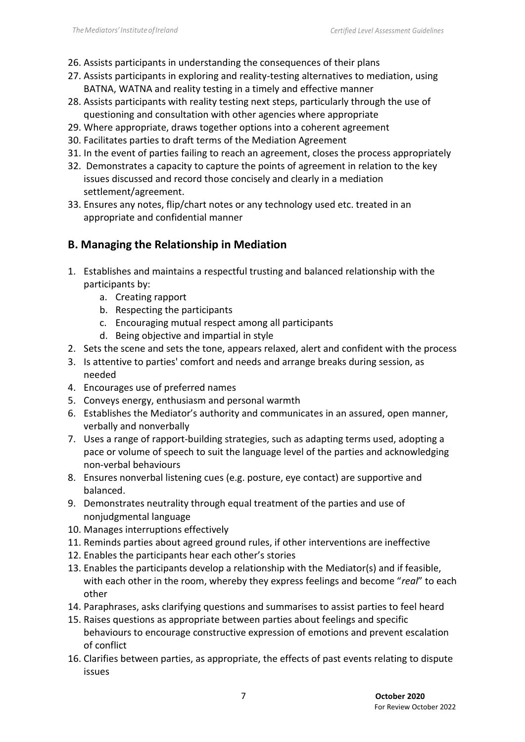26. Assists participants in understanding the consequences of their plans
27. Assists participants in exploring and reality-testing alternatives to mediation, using BATNA, WATNA and reality testing in a timely and effective manner
28. Assists participants with reality testing next steps, particularly through the use of questioning and consultation with other agencies where appropriate
29. Where appropriate, draws together options into a coherent agreement
30. Facilitates parties to draft terms of the Mediation Agreement
31. In the event of parties failing to reach an agreement, closes the process appropriately
32. Demonstrates a capacity to capture the points of agreement in relation to the key issues discussed and record those concisely and clearly in a mediation settlement/agreement.
33. Ensures any notes, flip/chart notes or any technology used etc. treated in an appropriate and confidential manner

## B. Managing the Relationship in Mediation

1. Establishes and maintains a respectful trusting and balanced relationship with the participants by:
    a. Creating rapport
    b. Respecting the participants
    c. Encouraging mutual respect among all participants
    d. Being objective and impartial in style
2. Sets the scene and sets the tone, appears relaxed, alert and confident with the process
3. Is attentive to parties' comfort and needs and arrange breaks during session, as needed
4. Encourages use of preferred names
5. Conveys energy, enthusiasm and personal warmth
6. Establishes the Mediator's authority and communicates in an assured, open manner, verbally and nonverbally
7. Uses a range of rapport-building strategies, such as adapting terms used, adopting a pace or volume of speech to suit the language level of the parties and acknowledging non-verbal behaviours
8. Ensures nonverbal listening cues (e.g. posture, eye contact) are supportive and balanced.
9. Demonstrates neutrality through equal treatment of the parties and use of nonjudgmental language
10. Manages interruptions effectively
11. Reminds parties about agreed ground rules, if other interventions are ineffective
12. Enables the participants hear each other's stories
13. Enables the participants develop a relationship with the Mediator(s) and if feasible, with each other in the room, whereby they express feelings and become "*real*" to each other
14. Paraphrases, asks clarifying questions and summarises to assist parties to feel heard
15. Raises questions as appropriate between parties about feelings and specific behaviours to encourage constructive expression of emotions and prevent escalation of conflict
16. Clarifies between parties, as appropriate, the effects of past events relating to dispute issues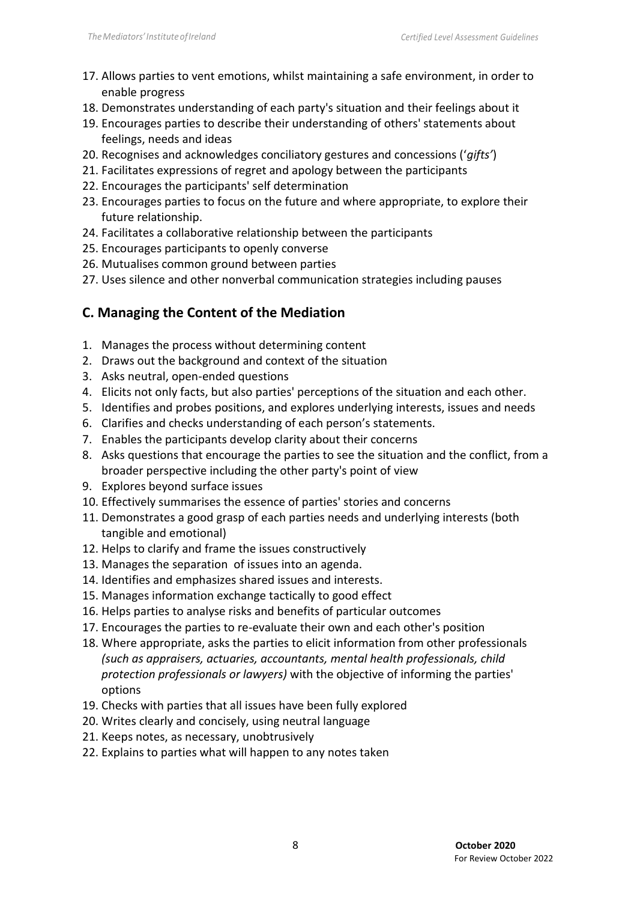17. Allows parties to vent emotions, whilst maintaining a safe environment, in order to enable progress
18. Demonstrates understanding of each party's situation and their feelings about it
19. Encourages parties to describe their understanding of others' statements about feelings, needs and ideas
20. Recognises and acknowledges conciliatory gestures and concessions (‘*gifts’*)
21. Facilitates expressions of regret and apology between the participants
22. Encourages the participants' self determination
23. Encourages parties to focus on the future and where appropriate, to explore their future relationship.
24. Facilitates a collaborative relationship between the participants
25. Encourages participants to openly converse
26. Mutualises common ground between parties
27. Uses silence and other nonverbal communication strategies including pauses

## C. Managing the Content of the Mediation

1. Manages the process without determining content
2. Draws out the background and context of the situation
3. Asks neutral, open-ended questions
4. Elicits not only facts, but also parties' perceptions of the situation and each other.
5. Identifies and probes positions, and explores underlying interests, issues and needs
6. Clarifies and checks understanding of each person’s statements.
7. Enables the participants develop clarity about their concerns
8. Asks questions that encourage the parties to see the situation and the conflict, from a broader perspective including the other party's point of view
9. Explores beyond surface issues
10. Effectively summarises the essence of parties' stories and concerns
11. Demonstrates a good grasp of each parties needs and underlying interests (both tangible and emotional)
12. Helps to clarify and frame the issues constructively
13. Manages the separation of issues into an agenda.
14. Identifies and emphasizes shared issues and interests.
15. Manages information exchange tactically to good effect
16. Helps parties to analyse risks and benefits of particular outcomes
17. Encourages the parties to re-evaluate their own and each other's position
18. Where appropriate, asks the parties to elicit information from other professionals *(such as appraisers, actuaries, accountants, mental health professionals, child protection professionals or lawyers)* with the objective of informing the parties' options
19. Checks with parties that all issues have been fully explored
20. Writes clearly and concisely, using neutral language
21. Keeps notes, as necessary, unobtrusively
22. Explains to parties what will happen to any notes taken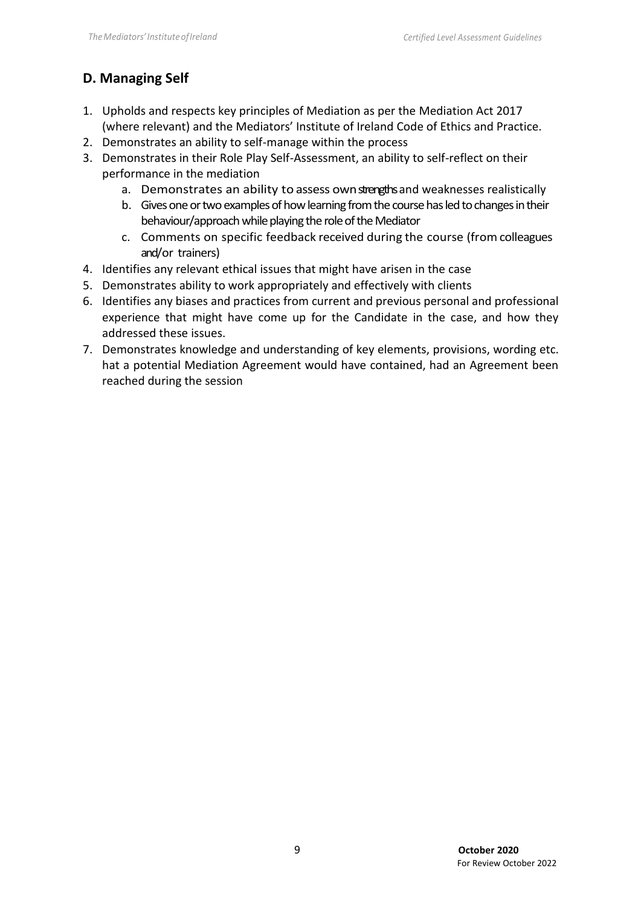## D. Managing Self

1. Upholds and respects key principles of Mediation as per the Mediation Act 2017 (where relevant) and the Mediators' Institute of Ireland Code of Ethics and Practice.
2. Demonstrates an ability to self-manage within the process
3. Demonstrates in their Role Play Self-Assessment, an ability to self-reflect on their performance in the mediation
   a. Demonstrates an ability to assess own strengths and weaknesses realistically
   b. Gives one or two examples of how learning from the course has led to changes in their behaviour/approach while playing the role of the Mediator
   c. Comments on specific feedback received during the course (from colleagues and/or trainers)
4. Identifies any relevant ethical issues that might have arisen in the case
5. Demonstrates ability to work appropriately and effectively with clients
6. Identifies any biases and practices from current and previous personal and professional experience that might have come up for the Candidate in the case, and how they addressed these issues.
7. Demonstrates knowledge and understanding of key elements, provisions, wording etc. hat a potential Mediation Agreement would have contained, had an Agreement been reached during the session

**October 2020**
For Review October 2022